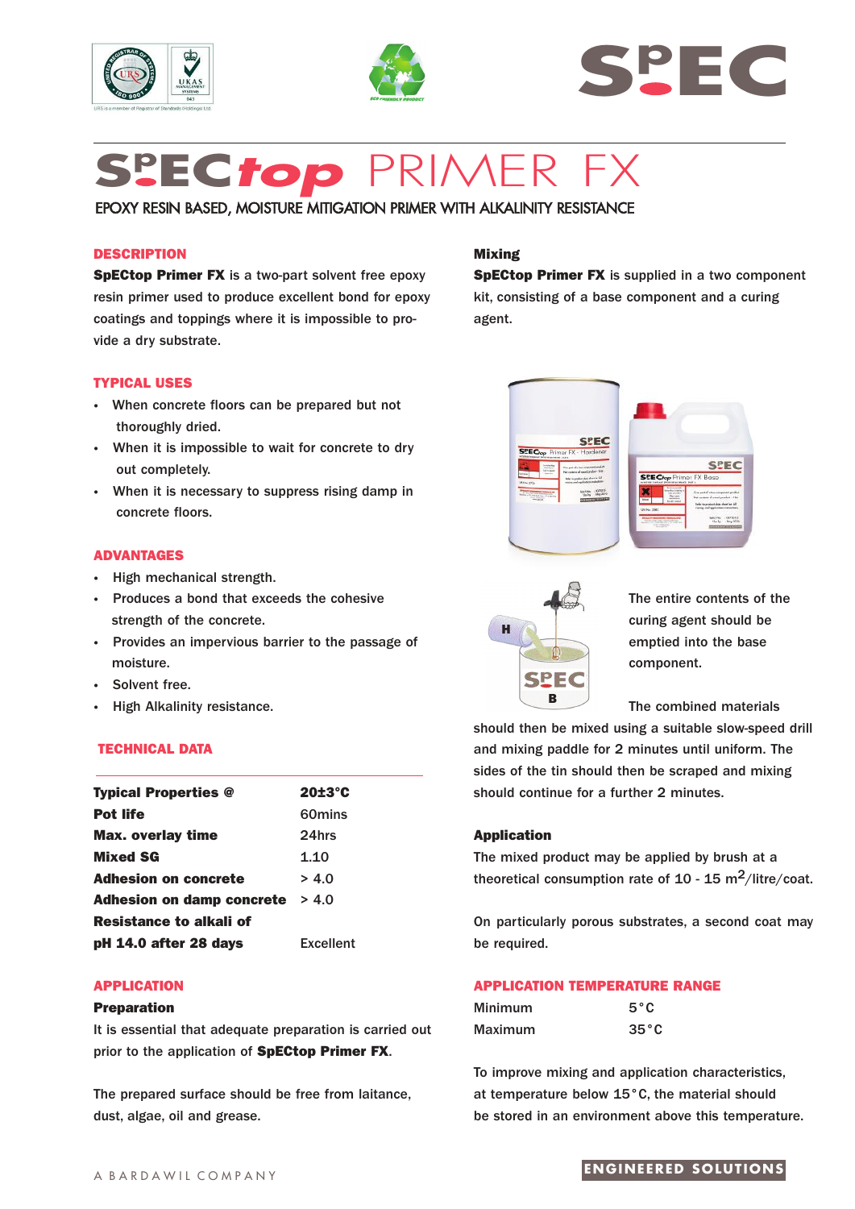# SpECtop PRIMER FX

EPOXY RESIN BASED, MOISTURE MITIGATION PRIMER WITH ALKALINITY RESISTANCE

## DESCRIPTION

**SpECtop Primer FX** is a two-part solvent free epoxy resin primer used to produce excellent bond for epoxy coatings and toppings where it is impossible to provide a dry substrate.

## TYPICAL USES

- When concrete floors can be prepared but not thoroughly dried.
- When it is impossible to wait for concrete to dry out completely.
- When it is necessary to suppress rising damp in concrete floors.

## ADVANTAGES

- High mechanical strength.
- Produces a bond that exceeds the cohesive strength of the concrete.
- Provides an impervious barrier to the passage of moisture.
- Solvent free.
- High Alkalinity resistance.

## TECHNICAL DATA

| **Typical Properties @** | **20±3°C** |
|---|---|
| **Pot life** | 60mins |
| **Max. overlay time** | 24hrs |
| **Mixed SG** | 1.10 |
| **Adhesion on concrete** | > 4.0 |
| **Adhesion on damp concrete** | > 4.0 |
| **Resistance to alkali of pH 14.0 after 28 days** | Excellent |

## APPLICATION

### Preparation

It is essential that adequate preparation is carried out prior to the application of **SpECtop Primer FX**.

The prepared surface should be free from laitance, dust, algae, oil and grease.

### Mixing

**SpECtop Primer FX** is supplied in a two component kit, consisting of a base component and a curing agent.

The entire contents of the curing agent should be emptied into the base component.

The combined materials should then be mixed using a suitable slow-speed drill and mixing paddle for 2 minutes until uniform. The sides of the tin should then be scraped and mixing should continue for a further 2 minutes.

### Application

The mixed product may be applied by brush at a theoretical consumption rate of 10 - 15 $m^2$/litre/coat.

On particularly porous substrates, a second coat may be required.

## APPLICATION TEMPERATURE RANGE

| Minimum | 5°C |
|---|---|
| Maximum | 35°C |

To improve mixing and application characteristics, at temperature below 15°C, the material should be stored in an environment above this temperature.

A BARDAWIL COMPANY

ENGINEERED SOLUTIONS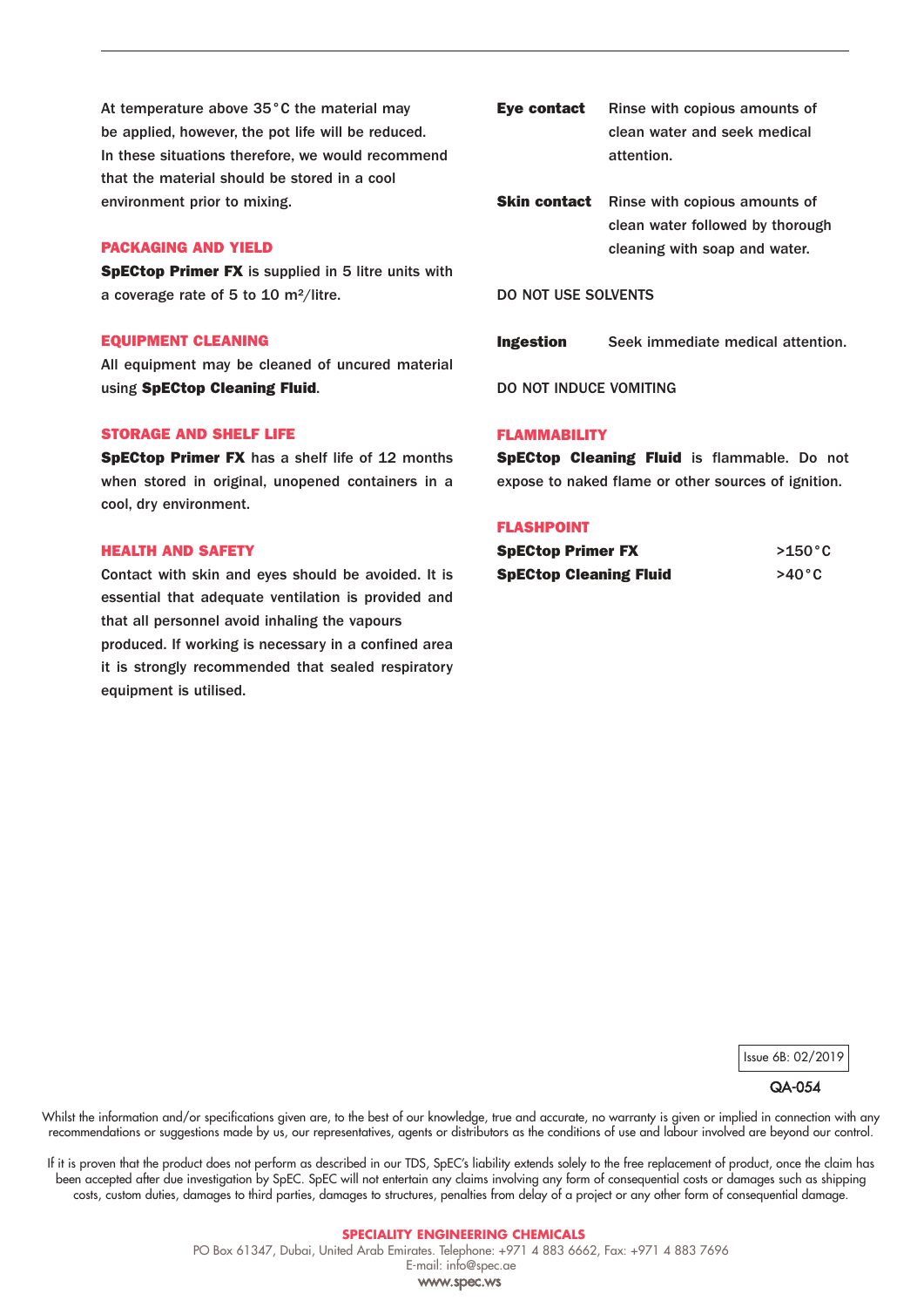At temperature above 35°C the material may be applied, however, the pot life will be reduced. In these situations therefore, we would recommend that the material should be stored in a cool environment prior to mixing.

## PACKAGING AND YIELD

**SpECtop Primer FX** is supplied in 5 litre units with a coverage rate of 5 to 10 m²/litre.

## EQUIPMENT CLEANING

All equipment may be cleaned of uncured material using **SpECtop Cleaning Fluid**.

## STORAGE AND SHELF LIFE

**SpECtop Primer FX** has a shelf life of 12 months when stored in original, unopened containers in a cool, dry environment.

## HEALTH AND SAFETY

Contact with skin and eyes should be avoided. It is essential that adequate ventilation is provided and that all personnel avoid inhaling the vapours produced. If working is necessary in a confined area it is strongly recommended that sealed respiratory equipment is utilised.

**Eye contact** Rinse with copious amounts of clean water and seek medical attention.

**Skin contact** Rinse with copious amounts of clean water followed by thorough cleaning with soap and water.

DO NOT USE SOLVENTS

**Ingestion** Seek immediate medical attention.

DO NOT INDUCE VOMITING

## FLAMMABILITY

**SpECtop Cleaning Fluid** is flammable. Do not expose to naked flame or other sources of ignition.

## FLASHPOINT

| | |
|---|---|
| **SpECtop Primer FX** | >150°C |
| **SpECtop Cleaning Fluid** | >40°C |

Issue 6B: 02/2019

QA-054

Whilst the information and/or specifications given are, to the best of our knowledge, true and accurate, no warranty is given or implied in connection with any recommendations or suggestions made by us, our representatives, agents or distributors as the conditions of use and labour involved are beyond our control.

If it is proven that the product does not perform as described in our TDS, SpEC's liability extends solely to the free replacement of product, once the claim has been accepted after due investigation by SpEC. SpEC will not entertain any claims involving any form of consequential costs or damages such as shipping costs, custom duties, damages to third parties, damages to structures, penalties from delay of a project or any other form of consequential damage.

**SPECIALITY ENGINEERING CHEMICALS**

PO Box 61347, Dubai, United Arab Emirates. Telephone: +971 4 883 6662, Fax: +971 4 883 7696

E-mail: info@spec.ae

www.spec.ws